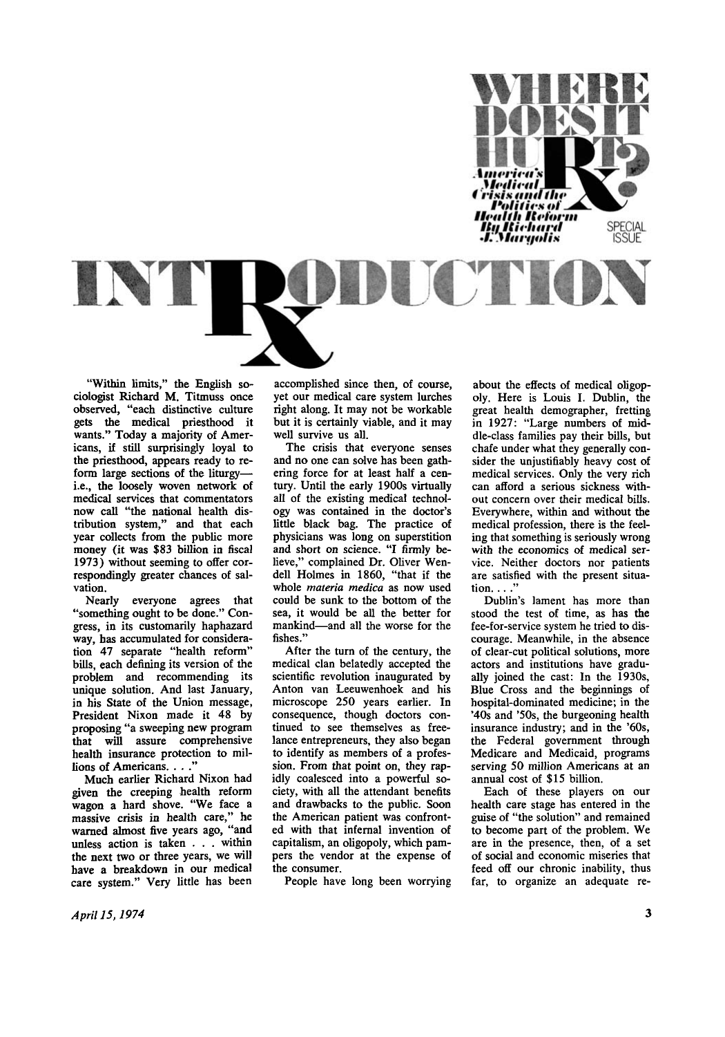# WHERE DOES IT HURT?

## America's Medical Crisis and the Politics of Health Reform

### By Richard J. Margolis

SPECIAL ISSUE

# INTRODUCTION

"Within limits," the English sociologist Richard M. Titmuss once observed, "each distinctive culture gets the medical priesthood it wants." Today a majority of Americans, if still surprisingly loyal to the priesthood, appears ready to reform large sections of the liturgy—i.e., the loosely woven network of medical services that commentators now call "the national health distribution system," and that each year collects from the public more money (it was $83 billion in fiscal 1973) without seeming to offer correspondingly greater chances of salvation.

Nearly everyone agrees that "something ought to be done." Congress, in its customarily haphazard way, has accumulated for consideration 47 separate "health reform" bills, each defining its version of the problem and recommending its unique solution. And last January, in his State of the Union message, President Nixon made it 48 by proposing "a sweeping new program that will assure comprehensive health insurance protection to millions of Americans. . . ."

Much earlier Richard Nixon had given the creeping health reform wagon a hard shove. "We face a massive crisis in health care," he warned almost five years ago, "and unless action is taken . . . within the next two or three years, we will have a breakdown in our medical care system." Very little has been accomplished since then, of course, yet our medical care system lurches right along. It may not be workable but it is certainly viable, and it may well survive us all.

The crisis that everyone senses and no one can solve has been gathering force for at least half a century. Until the early 1900s virtually all of the existing medical technology was contained in the doctor's little black bag. The practice of physicians was long on superstition and short on science. "I firmly believe," complained Dr. Oliver Wendell Holmes in 1860, "that if the whole *materia medica* as now used could be sunk to the bottom of the sea, it would be all the better for mankind—and all the worse for the fishes."

After the turn of the century, the medical clan belatedly accepted the scientific revolution inaugurated by Anton van Leeuwenhoek and his microscope 250 years earlier. In consequence, though doctors continued to see themselves as freelance entrepreneurs, they also began to identify as members of a profession. From that point on, they rapidly coalesced into a powerful society, with all the attendant benefits and drawbacks to the public. Soon the American patient was confronted with that infernal invention of capitalism, an oligopoly, which pampers the vendor at the expense of the consumer.

People have long been worrying about the effects of medical oligopoly. Here is Louis I. Dublin, the great health demographer, fretting in 1927: "Large numbers of middle-class families pay their bills, but chafe under what they generally consider the unjustifiably heavy cost of medical services. Only the very rich can afford a serious sickness without concern over their medical bills. Everywhere, within and without the medical profession, there is the feeling that something is seriously wrong with the economics of medical service. Neither doctors nor patients are satisfied with the present situation. . . ."

Dublin's lament has more than stood the test of time, as has the fee-for-service system he tried to discourage. Meanwhile, in the absence of clear-cut political solutions, more actors and institutions have gradually joined the cast: In the 1930s, Blue Cross and the beginnings of hospital-dominated medicine; in the '40s and '50s, the burgeoning health insurance industry; and in the '60s, the Federal government through Medicare and Medicaid, programs serving 50 million Americans at an annual cost of $15 billion.

Each of these players on our health care stage has entered in the guise of "the solution" and remained to become part of the problem. We are in the presence, then, of a set of social and economic miseries that feed off our chronic inability, thus far, to organize an adequate re-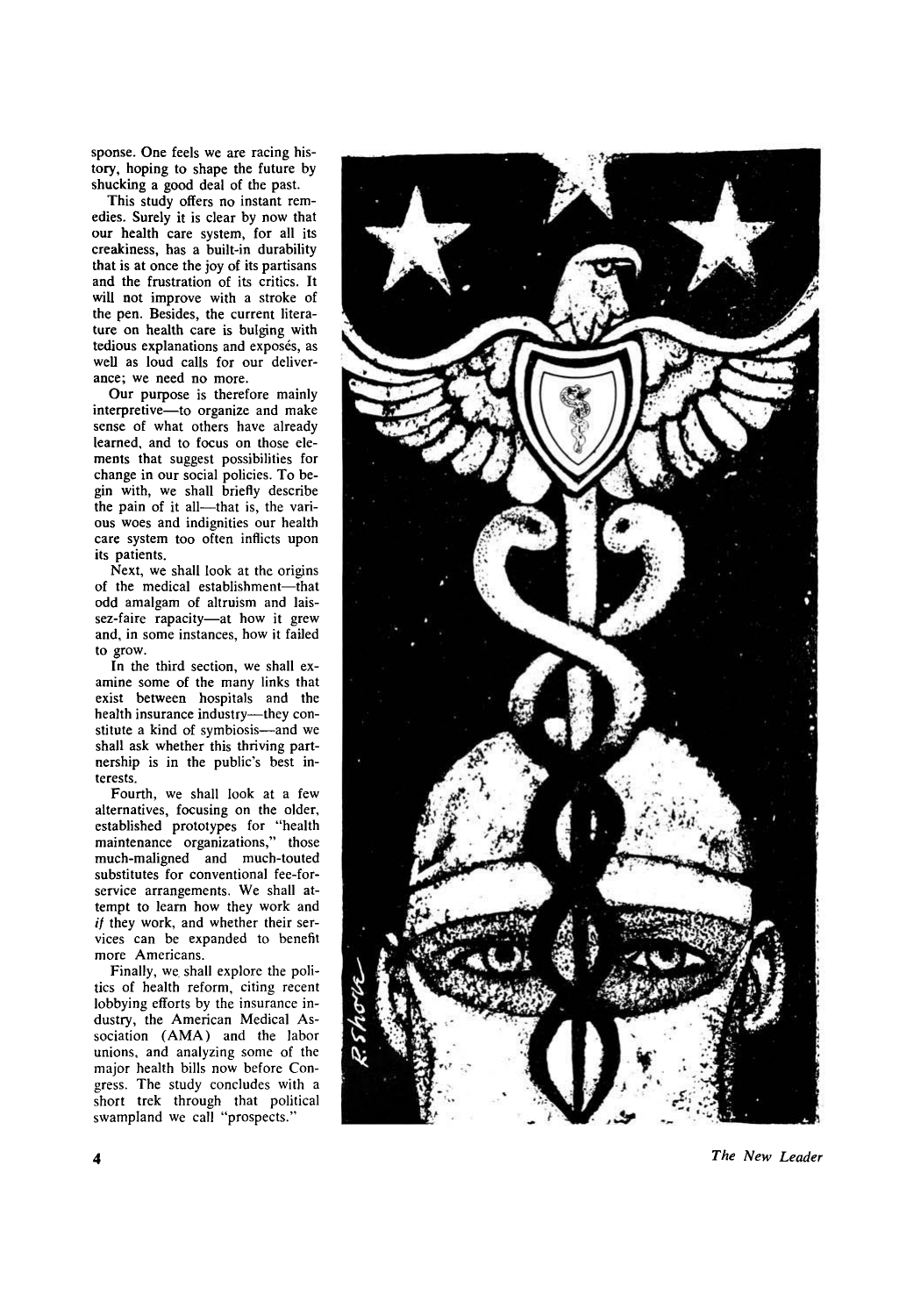sponse. One feels we are racing history, hoping to shape the future by shucking a good deal of the past.

This study offers no instant remedies. Surely it is clear by now that our health care system, for all its creakiness, has a built-in durability that is at once the joy of its partisans and the frustration of its critics. It will not improve with a stroke of the pen. Besides, the current literature on health care is bulging with tedious explanations and exposés, as well as loud calls for our deliverance; we need no more.

Our purpose is therefore mainly interpretive—to organize and make sense of what others have already learned, and to focus on those elements that suggest possibilities for change in our social policies. To begin with, we shall briefly describe the pain of it all—that is, the various woes and indignities our health care system too often inflicts upon its patients.

Next, we shall look at the origins of the medical establishment—that odd amalgam of altruism and laissez-faire rapacity—at how it grew and, in some instances, how it failed to grow.

In the third section, we shall examine some of the many links that exist between hospitals and the health insurance industry—they constitute a kind of symbiosis—and we shall ask whether this thriving partnership is in the public's best interests.

Fourth, we shall look at a few alternatives, focusing on the older, established prototypes for "health maintenance organizations," those much-maligned and much-touted substitutes for conventional fee-for-service arrangements. We shall attempt to learn how they work and *if* they work, and whether their services can be expanded to benefit more Americans.

Finally, we shall explore the politics of health reform, citing recent lobbying efforts by the insurance industry, the American Medical Association (AMA) and the labor unions, and analyzing some of the major health bills now before Congress. The study concludes with a short trek through that political swampland we call "prospects."